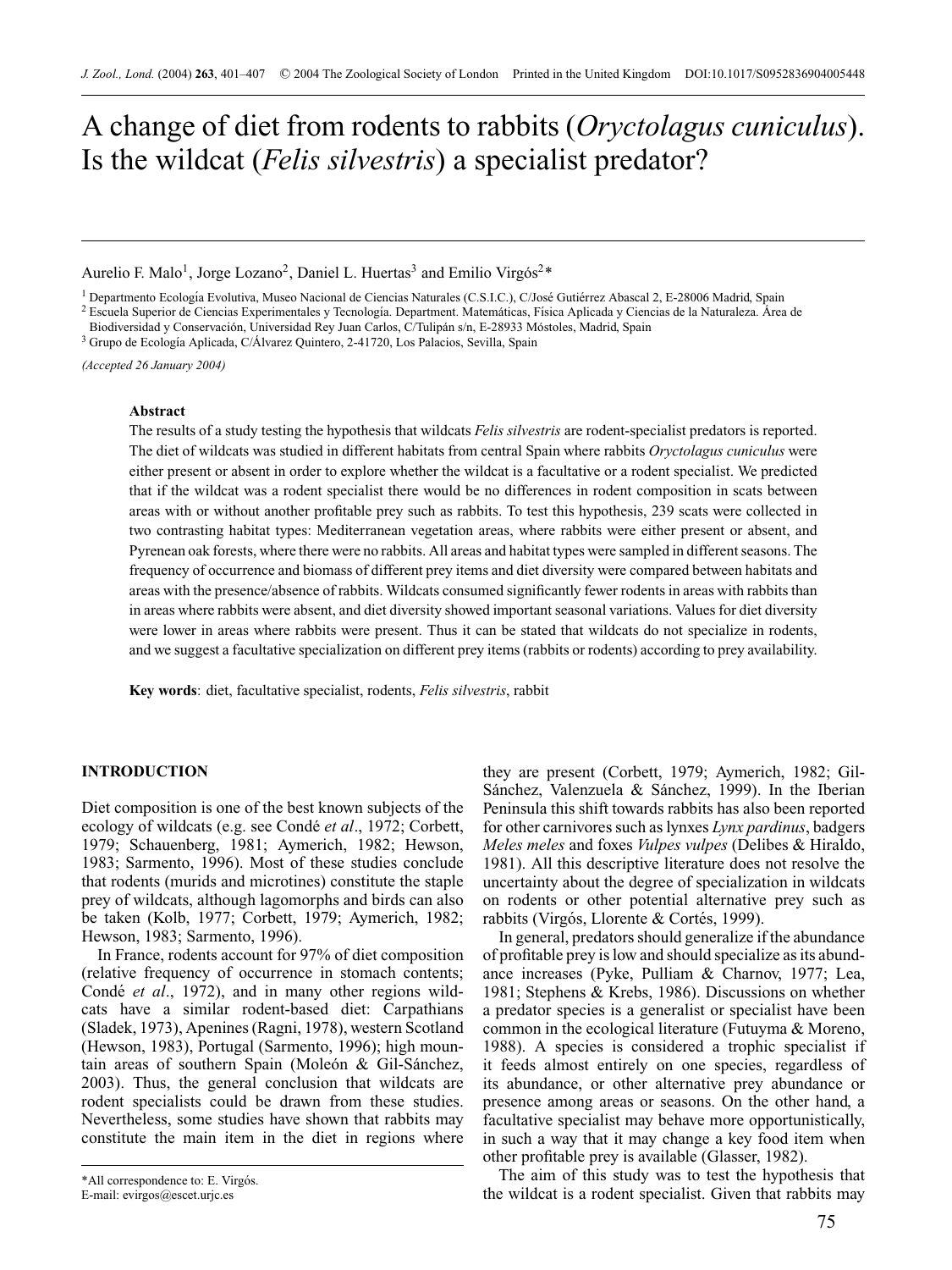# A change of diet from rodents to rabbits (*Oryctolagus cuniculus*). Is the wildcat (*Felis silvestris*) a specialist predator?

Aurelio F. Malo[1], Jorge Lozano[2], Daniel L. Huertas[3] and Emilio Virgós[2]*

[1] Departmento Ecología Evolutiva, Museo Nacional de Ciencias Naturales (C.S.I.C.), C/José Gutiérrez Abascal 2, E-28006 Madrid, Spain
[2] Escuela Superior de Ciencias Experimentales y Tecnología. Department. Matemáticas, Física Aplicada y Ciencias de la Naturaleza. Área de Biodiversidad y Conservación, Universidad Rey Juan Carlos, C/Tulipán s/n, E-28933 Móstoles, Madrid, Spain
[3] Grupo de Ecología Aplicada, C/Álvarez Quintero, 2-41720, Los Palacios, Sevilla, Spain

*(Accepted 26 January 2004)*

### Abstract

The results of a study testing the hypothesis that wildcats *Felis silvestris* are rodent-specialist predators is reported. The diet of wildcats was studied in different habitats from central Spain where rabbits *Oryctolagus cuniculus* were either present or absent in order to explore whether the wildcat is a facultative or a rodent specialist. We predicted that if the wildcat was a rodent specialist there would be no differences in rodent composition in scats between areas with or without another profitable prey such as rabbits. To test this hypothesis, 239 scats were collected in two contrasting habitat types: Mediterranean vegetation areas, where rabbits were either present or absent, and Pyrenean oak forests, where there were no rabbits. All areas and habitat types were sampled in different seasons. The frequency of occurrence and biomass of different prey items and diet diversity were compared between habitats and areas with the presence/absence of rabbits. Wildcats consumed significantly fewer rodents in areas with rabbits than in areas where rabbits were absent, and diet diversity showed important seasonal variations. Values for diet diversity were lower in areas where rabbits were present. Thus it can be stated that wildcats do not specialize in rodents, and we suggest a facultative specialization on different prey items (rabbits or rodents) according to prey availability.

**Key words**: diet, facultative specialist, rodents, *Felis silvestris*, rabbit

## INTRODUCTION

Diet composition is one of the best known subjects of the ecology of wildcats (e.g. see Condé *et al*., 1972; Corbett, 1979; Schauenberg, 1981; Aymerich, 1982; Hewson, 1983; Sarmento, 1996). Most of these studies conclude that rodents (murids and microtines) constitute the staple prey of wildcats, although lagomorphs and birds can also be taken (Kolb, 1977; Corbett, 1979; Aymerich, 1982; Hewson, 1983; Sarmento, 1996).

In France, rodents account for 97% of diet composition (relative frequency of occurrence in stomach contents; Condé *et al*., 1972), and in many other regions wildcats have a similar rodent-based diet: Carpathians (Sladek, 1973), Apenines (Ragni, 1978), western Scotland (Hewson, 1983), Portugal (Sarmento, 1996); high mountain areas of southern Spain (Moleón & Gil-Sánchez, 2003). Thus, the general conclusion that wildcats are rodent specialists could be drawn from these studies. Nevertheless, some studies have shown that rabbits may constitute the main item in the diet in regions where they are present (Corbett, 1979; Aymerich, 1982; Gil-Sánchez, Valenzuela & Sánchez, 1999). In the Iberian Peninsula this shift towards rabbits has also been reported for other carnivores such as lynxes *Lynx pardinus*, badgers *Meles meles* and foxes *Vulpes vulpes* (Delibes & Hiraldo, 1981). All this descriptive literature does not resolve the uncertainty about the degree of specialization in wildcats on rodents or other potential alternative prey such as rabbits (Virgós, Llorente & Cortés, 1999).

In general, predators should generalize if the abundance of profitable prey is low and should specialize as its abundance increases (Pyke, Pulliam & Charnov, 1977; Lea, 1981; Stephens & Krebs, 1986). Discussions on whether a predator species is a generalist or specialist have been common in the ecological literature (Futuyma & Moreno, 1988). A species is considered a trophic specialist if it feeds almost entirely on one species, regardless of its abundance, or other alternative prey abundance or presence among areas or seasons. On the other hand, a facultative specialist may behave more opportunistically, in such a way that it may change a key food item when other profitable prey is available (Glasser, 1982).

The aim of this study was to test the hypothesis that the wildcat is a rodent specialist. Given that rabbits may

*All correspondence to: E. Virgós.
E-mail: evirgos@escet.urjc.es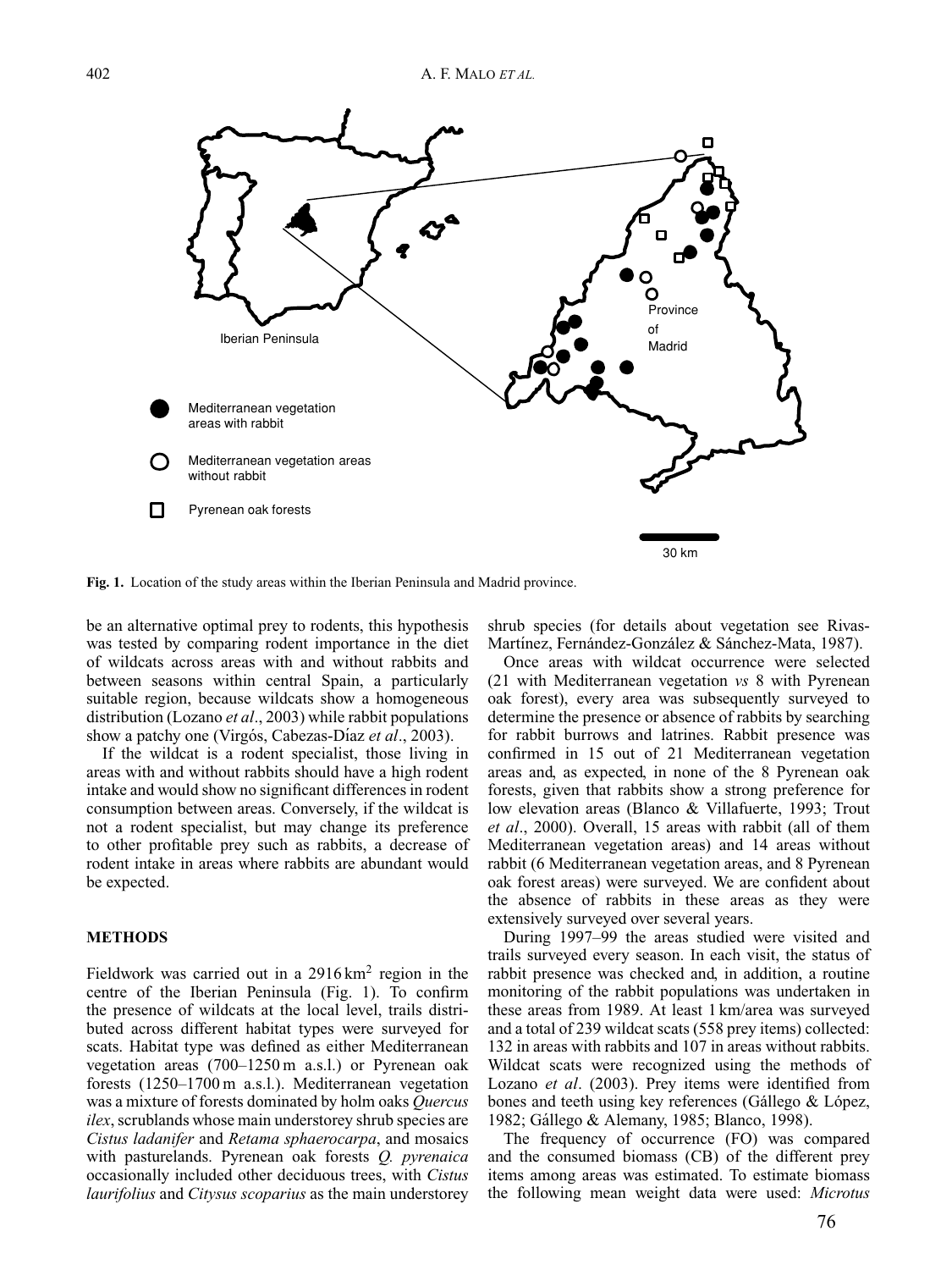Fig. 1. Location of the study areas within the Iberian Peninsula and Madrid province.

be an alternative optimal prey to rodents, this hypothesis was tested by comparing rodent importance in the diet of wildcats across areas with and without rabbits and between seasons within central Spain, a particularly suitable region, because wildcats show a homogeneous distribution (Lozano *et al*., 2003) while rabbit populations show a patchy one (Virgós, Cabezas-Díaz *et al*., 2003).

If the wildcat is a rodent specialist, those living in areas with and without rabbits should have a high rodent intake and would show no significant differences in rodent consumption between areas. Conversely, if the wildcat is not a rodent specialist, but may change its preference to other profitable prey such as rabbits, a decrease of rodent intake in areas where rabbits are abundant would be expected.

## METHODS

Fieldwork was carried out in a 2916 km$^2$ region in the centre of the Iberian Peninsula (Fig. 1). To confirm the presence of wildcats at the local level, trails distributed across different habitat types were surveyed for scats. Habitat type was defined as either Mediterranean vegetation areas (700–1250 m a.s.l.) or Pyrenean oak forests (1250–1700 m a.s.l.). Mediterranean vegetation was a mixture of forests dominated by holm oaks *Quercus ilex*, scrublands whose main understorey shrub species are *Cistus ladanifer* and *Retama sphaerocarpa*, and mosaics with pasturelands. Pyrenean oak forests *Q. pyrenaica* occasionally included other deciduous trees, with *Cistus laurifolius* and *Citysus scoparius* as the main understorey shrub species (for details about vegetation see Rivas-Martínez, Fernández-González & Sánchez-Mata, 1987).

Once areas with wildcat occurrence were selected (21 with Mediterranean vegetation *vs* 8 with Pyrenean oak forest), every area was subsequently surveyed to determine the presence or absence of rabbits by searching for rabbit burrows and latrines. Rabbit presence was confirmed in 15 out of 21 Mediterranean vegetation areas and, as expected, in none of the 8 Pyrenean oak forests, given that rabbits show a strong preference for low elevation areas (Blanco & Villafuerte, 1993; Trout *et al*., 2000). Overall, 15 areas with rabbit (all of them Mediterranean vegetation areas) and 14 areas without rabbit (6 Mediterranean vegetation areas, and 8 Pyrenean oak forest areas) were surveyed. We are confident about the absence of rabbits in these areas as they were extensively surveyed over several years.

During 1997–99 the areas studied were visited and trails surveyed every season. In each visit, the status of rabbit presence was checked and, in addition, a routine monitoring of the rabbit populations was undertaken in these areas from 1989. At least 1 km/area was surveyed and a total of 239 wildcat scats (558 prey items) collected: 132 in areas with rabbits and 107 in areas without rabbits. Wildcat scats were recognized using the methods of Lozano *et al*. (2003). Prey items were identified from bones and teeth using key references (Gállego & López, 1982; Gállego & Alemany, 1985; Blanco, 1998).

The frequency of occurrence (FO) was compared and the consumed biomass (CB) of the different prey items among areas was estimated. To estimate biomass the following mean weight data were used: *Microtus*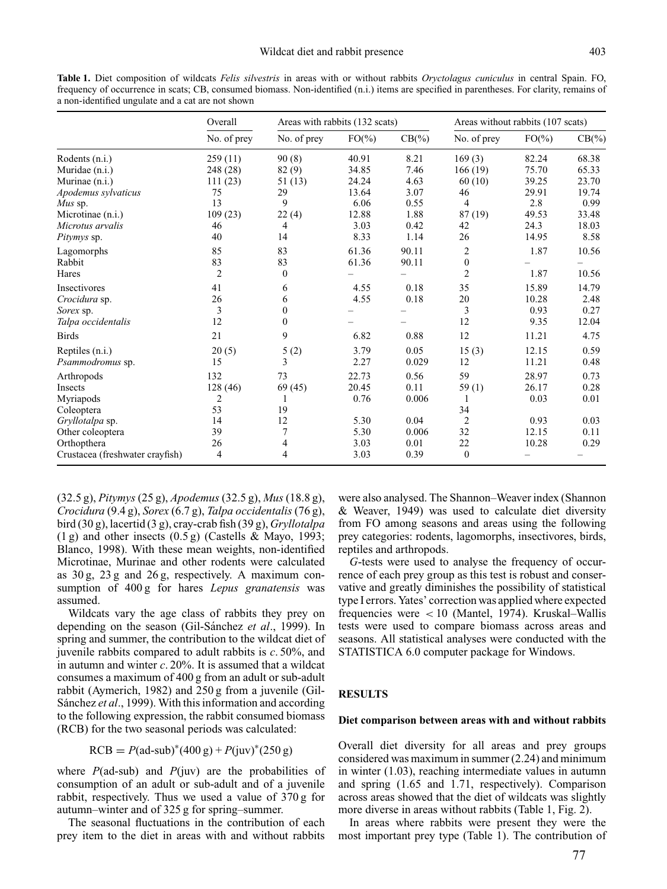**Table 1.** Diet composition of wildcats *Felis silvestris* in areas with or without rabbits *Oryctolagus cuniculus* in central Spain. FO, frequency of occurrence in scats; CB, consumed biomass. Non-identified (n.i.) items are specified in parentheses. For clarity, remains of a non-identified ungulate and a cat are not shown

| | Overall | Areas with rabbits (132 scats) | | | Areas without rabbits (107 scats) | | |
|---|---|---|---|---|---|---|---|
| | No. of prey | No. of prey | FO(%) | CB(%) | No. of prey | FO(%) | CB(%) |
| Rodents (n.i.) | 259 (11) | 90 (8) | 40.91 | 8.21 | 169 (3) | 82.24 | 68.38 |
| Muridae (n.i.) | 248 (28) | 82 (9) | 34.85 | 7.46 | 166 (19) | 75.70 | 65.33 |
| Murinae (n.i.) | 111 (23) | 51 (13) | 24.24 | 4.63 | 60 (10) | 39.25 | 23.70 |
| *Apodemus sylvaticus* | 75 | 29 | 13.64 | 3.07 | 46 | 29.91 | 19.74 |
| *Mus* sp. | 13 | 9 | 6.06 | 0.55 | 4 | 2.8 | 0.99 |
| Microtinae (n.i.) | 109 (23) | 22 (4) | 12.88 | 1.88 | 87 (19) | 49.53 | 33.48 |
| *Microtus arvalis* | 46 | 4 | 3.03 | 0.42 | 42 | 24.3 | 18.03 |
| *Pitymys* sp. | 40 | 14 | 8.33 | 1.14 | 26 | 14.95 | 8.58 |
| Lagomorphs | 85 | 83 | 61.36 | 90.11 | 2 | 1.87 | 10.56 |
| Rabbit | 83 | 83 | 61.36 | 90.11 | 0 | – | – |
| Hares | 2 | 0 | – | – | 2 | 1.87 | 10.56 |
| Insectivores | 41 | 6 | 4.55 | 0.18 | 35 | 15.89 | 14.79 |
| *Crocidura* sp. | 26 | 6 | 4.55 | 0.18 | 20 | 10.28 | 2.48 |
| *Sorex* sp. | 3 | 0 | – | – | 3 | 0.93 | 0.27 |
| *Talpa occidentalis* | 12 | 0 | – | – | 12 | 9.35 | 12.04 |
| Birds | 21 | 9 | 6.82 | 0.88 | 12 | 11.21 | 4.75 |
| Reptiles (n.i.) | 20 (5) | 5 (2) | 3.79 | 0.05 | 15 (3) | 12.15 | 0.59 |
| *Psammodromus* sp. | 15 | 3 | 2.27 | 0.029 | 12 | 11.21 | 0.48 |
| Arthropods | 132 | 73 | 22.73 | 0.56 | 59 | 28.97 | 0.73 |
| Insects | 128 (46) | 69 (45) | 20.45 | 0.11 | 59 (1) | 26.17 | 0.28 |
| Myriapods | 2 | 1 | 0.76 | 0.006 | 1 | 0.03 | 0.01 |
| Coleoptera | 53 | 19 | | | 34 | | |
| *Gryllotalpa* sp. | 14 | 12 | 5.30 | 0.04 | 2 | 0.93 | 0.03 |
| Other coleoptera | 39 | 7 | 5.30 | 0.006 | 32 | 12.15 | 0.11 |
| Orthopthera | 26 | 4 | 3.03 | 0.01 | 22 | 10.28 | 0.29 |
| Crustacea (freshwater crayfish) | 4 | 4 | 3.03 | 0.39 | 0 | – | – |

(32.5 g), *Pitymys* (25 g), *Apodemus* (32.5 g), *Mus* (18.8 g), *Crocidura* (9.4 g), *Sorex* (6.7 g), *Talpa occidentalis* (76 g), bird (30 g), lacertid (3 g), cray-crab fish (39 g), *Gryllotalpa* (1 g) and other insects (0.5 g) (Castells & Mayo, 1993; Blanco, 1998). With these mean weights, non-identified Microtinae, Murinae and other rodents were calculated as 30 g, 23 g and 26 g, respectively. A maximum consumption of 400 g for hares *Lepus granatensis* was assumed.

Wildcats vary the age class of rabbits they prey on depending on the season (Gil-Sánchez *et al*., 1999). In spring and summer, the contribution to the wildcat diet of juvenile rabbits compared to adult rabbits is *c*. 50%, and in autumn and winter *c*. 20%. It is assumed that a wildcat consumes a maximum of 400 g from an adult or sub-adult rabbit (Aymerich, 1982) and 250 g from a juvenile (Gil-Sánchez *et al*., 1999). With this information and according to the following expression, the rabbit consumed biomass (RCB) for the two seasonal periods was calculated:

$$\mathrm{RCB} = P(\text{ad-sub})^{*}(400\,\mathrm{g}) + P(\text{juv})^{*}(250\,\mathrm{g})$$

where $P$(ad-sub) and $P$(juv) are the probabilities of consumption of an adult or sub-adult and of a juvenile rabbit, respectively. Thus we used a value of 370 g for autumn–winter and of 325 g for spring–summer.

The seasonal fluctuations in the contribution of each prey item to the diet in areas with and without rabbits were also analysed. The Shannon–Weaver index (Shannon & Weaver, 1949) was used to calculate diet diversity from FO among seasons and areas using the following prey categories: rodents, lagomorphs, insectivores, birds, reptiles and arthropods.

*G*-tests were used to analyse the frequency of occurrence of each prey group as this test is robust and conservative and greatly diminishes the possibility of statistical type I errors. Yates' correction was applied where expected frequencies were $< 10$ (Mantel, 1974). Kruskal–Wallis tests were used to compare biomass across areas and seasons. All statistical analyses were conducted with the STATISTICA 6.0 computer package for Windows.

## RESULTS

### Diet comparison between areas with and without rabbits

Overall diet diversity for all areas and prey groups considered was maximum in summer (2.24) and minimum in winter (1.03), reaching intermediate values in autumn and spring (1.65 and 1.71, respectively). Comparison across areas showed that the diet of wildcats was slightly more diverse in areas without rabbits (Table 1, Fig. 2).

In areas where rabbits were present they were the most important prey type (Table 1). The contribution of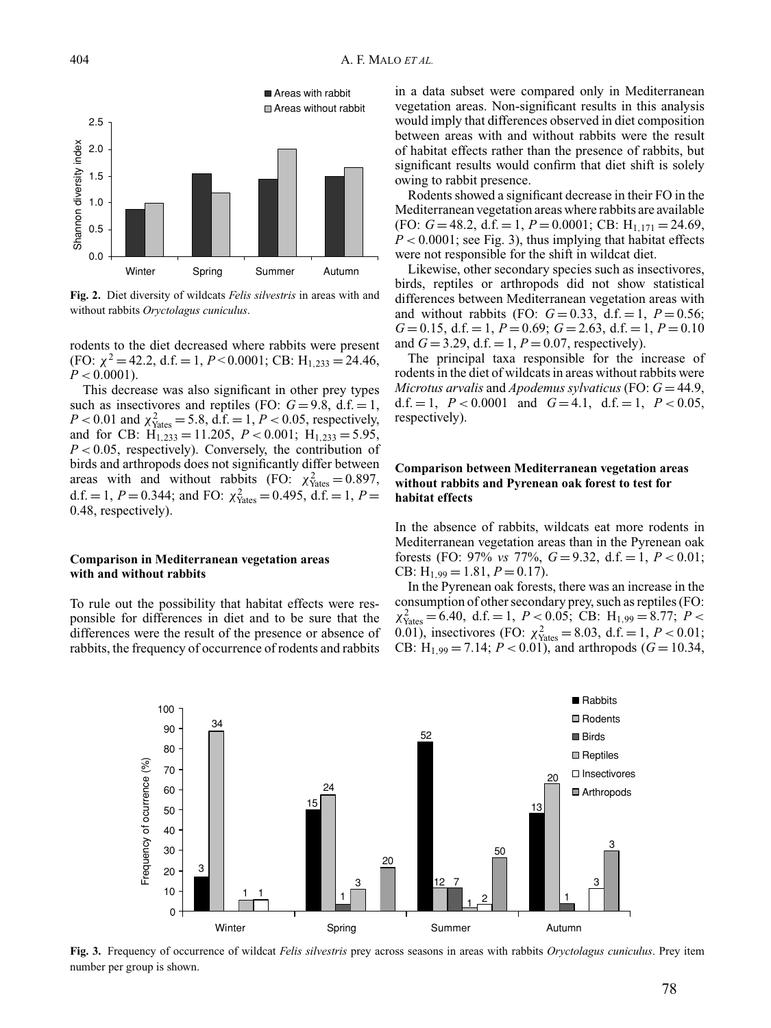Fig. 2. Diet diversity of wildcats *Felis silvestris* in areas with and without rabbits *Oryctolagus cuniculus*.

rodents to the diet decreased where rabbits were present (FO: $\chi^2 = 42.2$, d.f. = 1, $P < 0.0001$; CB: $H_{1,233} = 24.46$, $P < 0.0001$).

This decrease was also significant in other prey types such as insectivores and reptiles (FO: $G = 9.8$, d.f. = 1, $P < 0.01$ and $\chi^2_{\text{Yates}} = 5.8$, d.f. = 1, $P < 0.05$, respectively, and for CB: $H_{1,233} = 11.205$, $P < 0.001$; $H_{1,233} = 5.95$, $P < 0.05$, respectively). Conversely, the contribution of birds and arthropods does not significantly differ between areas with and without rabbits (FO: $\chi^2_{\text{Yates}} = 0.897$, d.f. = 1, $P = 0.344$; and FO: $\chi^2_{\text{Yates}} = 0.495$, d.f. = 1, $P = 0.48$, respectively).

### Comparison in Mediterranean vegetation areas with and without rabbits

To rule out the possibility that habitat effects were responsible for differences in diet and to be sure that the differences were the result of the presence or absence of rabbits, the frequency of occurrence of rodents and rabbits in a data subset were compared only in Mediterranean vegetation areas. Non-significant results in this analysis would imply that differences observed in diet composition between areas with and without rabbits were the result of habitat effects rather than the presence of rabbits, but significant results would confirm that diet shift is solely owing to rabbit presence.

Rodents showed a significant decrease in their FO in the Mediterranean vegetation areas where rabbits are available (FO: $G = 48.2$, d.f. = 1, $P = 0.0001$; CB: $H_{1,171} = 24.69$, $P < 0.0001$; see Fig. 3), thus implying that habitat effects were not responsible for the shift in wildcat diet.

Likewise, other secondary species such as insectivores, birds, reptiles or arthropods did not show statistical differences between Mediterranean vegetation areas with and without rabbits (FO: $G = 0.33$, d.f. = 1, $P = 0.56$; $G = 0.15$, d.f. = 1, $P = 0.69$; $G = 2.63$, d.f. = 1, $P = 0.10$ and $G = 3.29$, d.f. = 1, $P = 0.07$, respectively).

The principal taxa responsible for the increase of rodents in the diet of wildcats in areas without rabbits were *Microtus arvalis* and *Apodemus sylvaticus* (FO: $G = 44.9$, d.f. = 1, $P < 0.0001$ and $G = 4.1$, d.f. = 1, $P < 0.05$, respectively).

### Comparison between Mediterranean vegetation areas without rabbits and Pyrenean oak forest to test for habitat effects

In the absence of rabbits, wildcats eat more rodents in Mediterranean vegetation areas than in the Pyrenean oak forests (FO: 97% *vs* 77%, $G = 9.32$, d.f. = 1, $P < 0.01$; CB: $H_{1,99} = 1.81$, $P = 0.17$).

In the Pyrenean oak forests, there was an increase in the consumption of other secondary prey, such as reptiles (FO: $\chi^2_{\text{Yates}} = 6.40$, d.f. = 1, $P < 0.05$; CB: $H_{1,99} = 8.77$; $P < 0.01$), insectivores (FO: $\chi^2_{\text{Yates}} = 8.03$, d.f. = 1, $P < 0.01$; CB: $H_{1,99} = 7.14$; $P < 0.01$), and arthropods ($G = 10.34$,

Fig. 3. Frequency of occurrence of wildcat *Felis silvestris* prey across seasons in areas with rabbits *Oryctolagus cuniculus*. Prey item number per group is shown.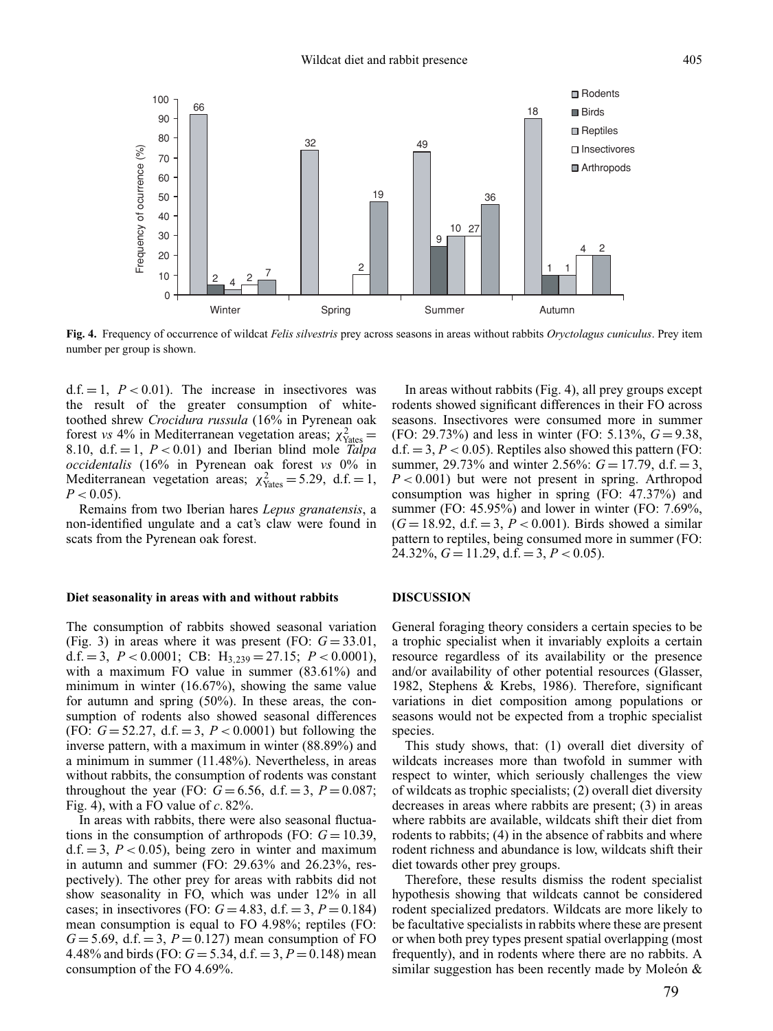**Fig. 4.** Frequency of occurrence of wildcat *Felis silvestris* prey across seasons in areas without rabbits *Oryctolagus cuniculus*. Prey item number per group is shown.

d.f. = 1, $P < 0.01$). The increase in insectivores was the result of the greater consumption of white-toothed shrew *Crocidura russula* (16% in Pyrenean oak forest *vs* 4% in Mediterranean vegetation areas; $\chi^2_{\text{Yates}} = 8.10$, d.f. = 1, $P < 0.01$) and Iberian blind mole *Talpa occidentalis* (16% in Pyrenean oak forest *vs* 0% in Mediterranean vegetation areas; $\chi^2_{\text{Yates}} = 5.29$, d.f. = 1, $P < 0.05$).

Remains from two Iberian hares *Lepus granatensis*, a non-identified ungulate and a cat's claw were found in scats from the Pyrenean oak forest.

#### Diet seasonality in areas with and without rabbits

The consumption of rabbits showed seasonal variation (Fig. 3) in areas where it was present (FO: $G = 33.01$, d.f. = 3, $P < 0.0001$; CB: $H_{3,239} = 27.15$; $P < 0.0001$), with a maximum FO value in summer (83.61%) and minimum in winter (16.67%), showing the same value for autumn and spring (50%). In these areas, the consumption of rodents also showed seasonal differences (FO: $G = 52.27$, d.f. = 3, $P < 0.0001$) but following the inverse pattern, with a maximum in winter (88.89%) and a minimum in summer (11.48%). Nevertheless, in areas without rabbits, the consumption of rodents was constant throughout the year (FO: $G = 6.56$, d.f. = 3, $P = 0.087$; Fig. 4), with a FO value of *c*. 82%.

In areas with rabbits, there were also seasonal fluctuations in the consumption of arthropods (FO: $G = 10.39$, d.f. = 3, $P < 0.05$), being zero in winter and maximum in autumn and summer (FO: 29.63% and 26.23%, respectively). The other prey for areas with rabbits did not show seasonality in FO, which was under 12% in all cases; in insectivores (FO: $G = 4.83$, d.f. = 3, $P = 0.184$) mean consumption is equal to FO 4.98%; reptiles (FO: $G = 5.69$, d.f. = 3, $P = 0.127$) mean consumption of FO 4.48% and birds (FO: $G = 5.34$, d.f. = 3, $P = 0.148$) mean consumption of the FO 4.69%.

In areas without rabbits (Fig. 4), all prey groups except rodents showed significant differences in their FO across seasons. Insectivores were consumed more in summer (FO: 29.73%) and less in winter (FO: 5.13%, $G = 9.38$, d.f. = 3, $P < 0.05$). Reptiles also showed this pattern (FO: summer, 29.73% and winter 2.56%: $G = 17.79$, d.f. = 3, $P < 0.001$) but were not present in spring. Arthropod consumption was higher in spring (FO: 47.37%) and summer (FO: 45.95%) and lower in winter (FO: 7.69%, ($G = 18.92$, d.f. = 3, $P < 0.001$). Birds showed a similar pattern to reptiles, being consumed more in summer (FO: 24.32%, $G = 11.29$, d.f. = 3, $P < 0.05$).

## DISCUSSION

General foraging theory considers a certain species to be a trophic specialist when it invariably exploits a certain resource regardless of its availability or the presence and/or availability of other potential resources (Glasser, 1982, Stephens & Krebs, 1986). Therefore, significant variations in diet composition among populations or seasons would not be expected from a trophic specialist species.

This study shows, that: (1) overall diet diversity of wildcats increases more than twofold in summer with respect to winter, which seriously challenges the view of wildcats as trophic specialists; (2) overall diet diversity decreases in areas where rabbits are present; (3) in areas where rabbits are available, wildcats shift their diet from rodents to rabbits; (4) in the absence of rabbits and where rodent richness and abundance is low, wildcats shift their diet towards other prey groups.

Therefore, these results dismiss the rodent specialist hypothesis showing that wildcats cannot be considered rodent specialized predators. Wildcats are more likely to be facultative specialists in rabbits where these are present or when both prey types present spatial overlapping (most frequently), and in rodents where there are no rabbits. A similar suggestion has been recently made by Moleón &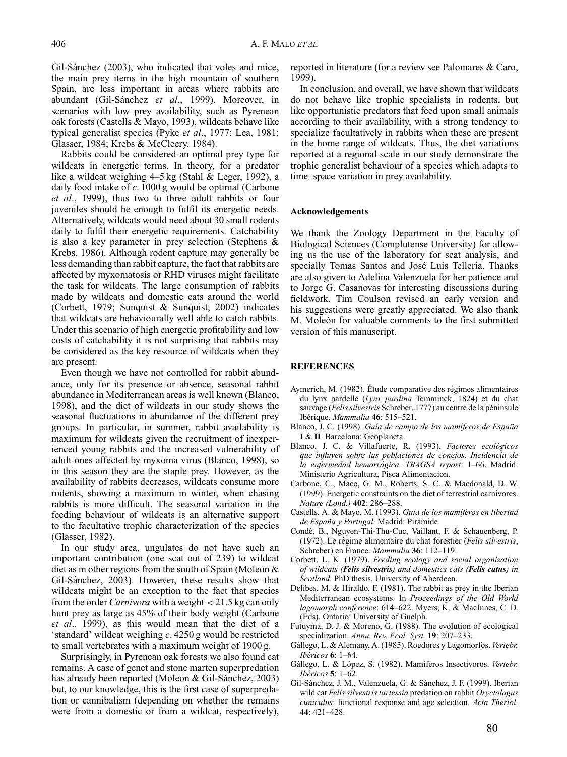Gil-Sánchez (2003), who indicated that voles and mice, the main prey items in the high mountain of southern Spain, are less important in areas where rabbits are abundant (Gil-Sánchez *et al*., 1999). Moreover, in scenarios with low prey availability, such as Pyrenean oak forests (Castells & Mayo, 1993), wildcats behave like typical generalist species (Pyke *et al*., 1977; Lea, 1981; Glasser, 1984; Krebs & McCleery, 1984).

Rabbits could be considered an optimal prey type for wildcats in energetic terms. In theory, for a predator like a wildcat weighing 4–5 kg (Stahl & Leger, 1992), a daily food intake of *c*. 1000 g would be optimal (Carbone *et al*., 1999), thus two to three adult rabbits or four juveniles should be enough to fulfil its energetic needs. Alternatively, wildcats would need about 30 small rodents daily to fulfil their energetic requirements. Catchability is also a key parameter in prey selection (Stephens & Krebs, 1986). Although rodent capture may generally be less demanding than rabbit capture, the fact that rabbits are affected by myxomatosis or RHD viruses might facilitate the task for wildcats. The large consumption of rabbits made by wildcats and domestic cats around the world (Corbett, 1979; Sunquist & Sunquist, 2002) indicates that wildcats are behaviourally well able to catch rabbits. Under this scenario of high energetic profitability and low costs of catchability it is not surprising that rabbits may be considered as the key resource of wildcats when they are present.

Even though we have not controlled for rabbit abundance, only for its presence or absence, seasonal rabbit abundance in Mediterranean areas is well known (Blanco, 1998), and the diet of wildcats in our study shows the seasonal fluctuations in abundance of the different prey groups. In particular, in summer, rabbit availability is maximum for wildcats given the recruitment of inexperienced young rabbits and the increased vulnerability of adult ones affected by myxoma virus (Blanco, 1998), so in this season they are the staple prey. However, as the availability of rabbits decreases, wildcats consume more rodents, showing a maximum in winter, when chasing rabbits is more difficult. The seasonal variation in the feeding behaviour of wildcats is an alternative support to the facultative trophic characterization of the species (Glasser, 1982).

In our study area, ungulates do not have such an important contribution (one scat out of 239) to wildcat diet as in other regions from the south of Spain (Moleón & Gil-Sánchez, 2003). However, these results show that wildcats might be an exception to the fact that species from the order *Carnivora* with a weight < 21.5 kg can only hunt prey as large as 45% of their body weight (Carbone *et al*., 1999), as this would mean that the diet of a 'standard' wildcat weighing *c*. 4250 g would be restricted to small vertebrates with a maximum weight of 1900 g.

Surprisingly, in Pyrenean oak forests we also found cat remains. A case of genet and stone marten superpredation has already been reported (Moleón & Gil-Sánchez, 2003) but, to our knowledge, this is the first case of superpredation or cannibalism (depending on whether the remains were from a domestic or from a wildcat, respectively), reported in literature (for a review see Palomares & Caro, 1999).

In conclusion, and overall, we have shown that wildcats do not behave like trophic specialists in rodents, but like opportunistic predators that feed upon small animals according to their availability, with a strong tendency to specialize facultatively in rabbits when these are present in the home range of wildcats. Thus, the diet variations reported at a regional scale in our study demonstrate the trophic generalist behaviour of a species which adapts to time–space variation in prey availability.

## Acknowledgements

We thank the Zoology Department in the Faculty of Biological Sciences (Complutense University) for allowing us the use of the laboratory for scat analysis, and specially Tomas Santos and José Luis Tellería. Thanks are also given to Adelina Valenzuela for her patience and to Jorge G. Casanovas for interesting discussions during fieldwork. Tim Coulson revised an early version and his suggestions were greatly appreciated. We also thank M. Moleón for valuable comments to the first submitted version of this manuscript.

## REFERENCES

Aymerich, M. (1982). Étude comparative des régimes alimentaires du lynx pardelle (*Lynx pardina* Temminck, 1824) et du chat sauvage (*Felis silvestris* Schreber, 1777) au centre de la péninsule Ibérique. *Mammalia* **46**: 515–521.

Blanco, J. C. (1998). *Guía de campo de los mamíferos de España* **I** & **II**. Barcelona: Geoplaneta.

Blanco, J. C. & Villafuerte, R. (1993). *Factores ecológicos que influyen sobre las poblaciones de conejos. Incidencia de la enfermedad hemorrágica. TRAGSA report*: 1–66. Madrid: Ministerio Agricultura, Pisca Alimentacion.

Carbone, C., Mace, G. M., Roberts, S. C. & Macdonald, D. W. (1999). Energetic constraints on the diet of terrestrial carnivores. *Nature (Lond.)* **402**: 286–288.

Castells, A. & Mayo, M. (1993). *Guía de los mamíferos en libertad de España y Portugal.* Madrid: Pirámide.

Condé, B., Nguyen-Thi-Thu-Cuc, Vaillant, F. & Schauenberg, P. (1972). Le régime alimentaire du chat forestier (*Felis silvestris*, Schreber) en France. *Mammalia* **36**: 112–119.

Corbett, L. K. (1979). *Feeding ecology and social organization of wildcats (**Felis silvestris**) and domestics cats (**Felis catus**) in Scotland.* PhD thesis, University of Aberdeen.

Delibes, M. & Hiraldo, F. (1981). The rabbit as prey in the Iberian Mediterranean ecosystems. In *Proceedings of the Old World lagomorph conference*: 614–622. Myers, K. & MacInnes, C. D. (Eds). Ontario: University of Guelph.

Futuyma, D. J. & Moreno, G. (1988). The evolution of ecological specialization. *Annu. Rev. Ecol. Syst.* **19**: 207–233.

Gállego, L. & Alemany, A. (1985). Roedores y Lagomorfos. *Vertebr. Ibéricos* **6**: 1–64.

Gállego, L. & López, S. (1982). Mamíferos Insectívoros. *Vertebr. Ibéricos* **5**: 1–62.

Gil-Sánchez, J. M., Valenzuela, G. & Sánchez, J. F. (1999). Iberian wild cat *Felis silvestris tartessia* predation on rabbit *Oryctolagus cuniculus*: functional response and age selection. *Acta Theriol.* **44**: 421–428.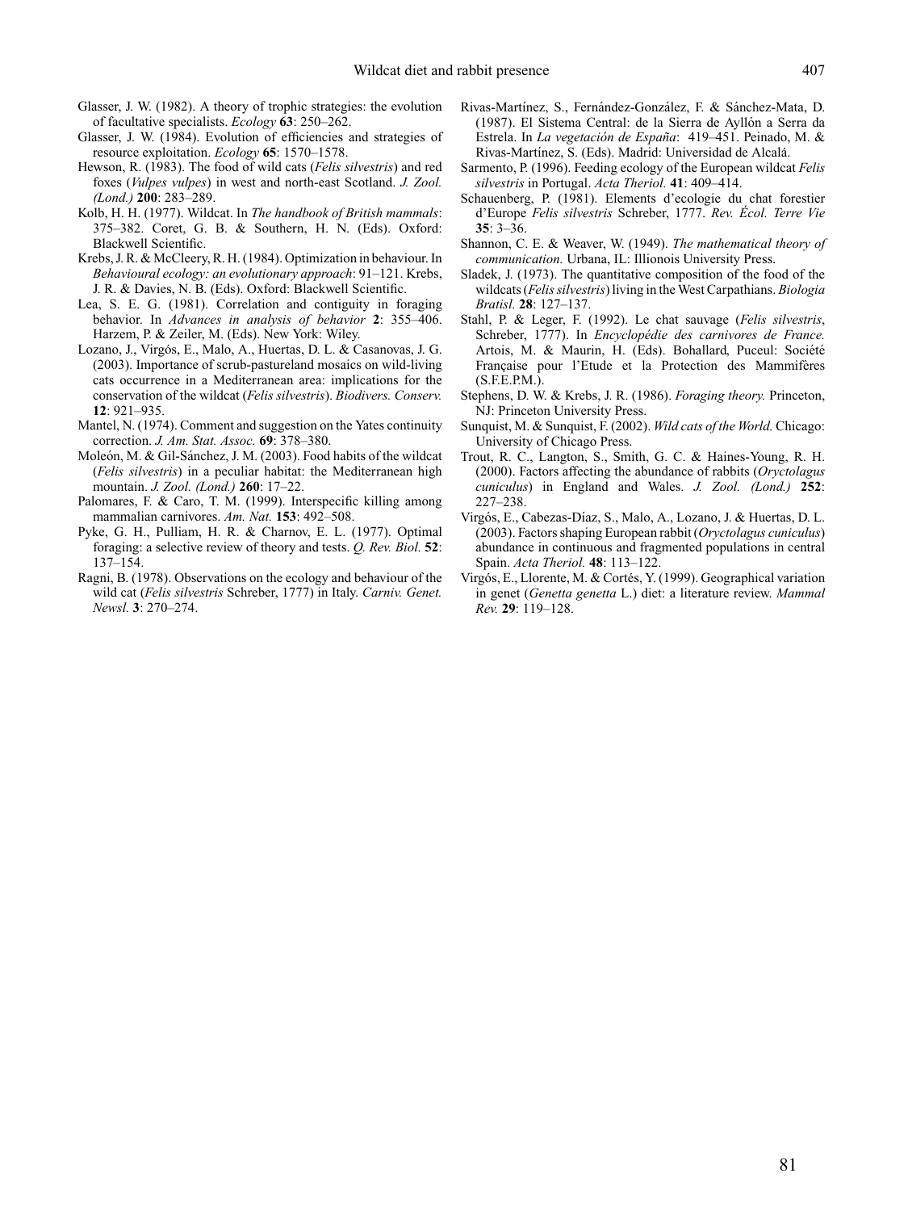Glasser, J. W. (1982). A theory of trophic strategies: the evolution of facultative specialists. *Ecology* **63**: 250–262.

Glasser, J. W. (1984). Evolution of efficiencies and strategies of resource exploitation. *Ecology* **65**: 1570–1578.

Hewson, R. (1983). The food of wild cats (*Felis silvestris*) and red foxes (*Vulpes vulpes*) in west and north-east Scotland. *J. Zool. (Lond.)* **200**: 283–289.

Kolb, H. H. (1977). Wildcat. In *The handbook of British mammals*: 375–382. Coret, G. B. & Southern, H. N. (Eds). Oxford: Blackwell Scientific.

Krebs, J. R. & McCleery, R. H. (1984). Optimization in behaviour. In *Behavioural ecology: an evolutionary approach*: 91–121. Krebs, J. R. & Davies, N. B. (Eds). Oxford: Blackwell Scientific.

Lea, S. E. G. (1981). Correlation and contiguity in foraging behavior. In *Advances in analysis of behavior* **2**: 355–406. Harzem, P. & Zeiler, M. (Eds). New York: Wiley.

Lozano, J., Virgós, E., Malo, A., Huertas, D. L. & Casanovas, J. G. (2003). Importance of scrub-pastureland mosaics on wild-living cats occurrence in a Mediterranean area: implications for the conservation of the wildcat (*Felis silvestris*). *Biodivers. Conserv.* **12**: 921–935.

Mantel, N. (1974). Comment and suggestion on the Yates continuity correction. *J. Am. Stat. Assoc.* **69**: 378–380.

Moleón, M. & Gil-Sánchez, J. M. (2003). Food habits of the wildcat (*Felis silvestris*) in a peculiar habitat: the Mediterranean high mountain. *J. Zool. (Lond.)* **260**: 17–22.

Palomares, F. & Caro, T. M. (1999). Interspecific killing among mammalian carnivores. *Am. Nat.* **153**: 492–508.

Pyke, G. H., Pulliam, H. R. & Charnov, E. L. (1977). Optimal foraging: a selective review of theory and tests. *Q. Rev. Biol.* **52**: 137–154.

Ragni, B. (1978). Observations on the ecology and behaviour of the wild cat (*Felis silvestris* Schreber, 1777) in Italy. *Carniv. Genet. Newsl.* **3**: 270–274.

Rivas-Martínez, S., Fernández-González, F. & Sánchez-Mata, D. (1987). El Sistema Central: de la Sierra de Ayllón a Serra da Estrela. In *La vegetación de España*: 419–451. Peinado, M. & Rivas-Martínez, S. (Eds). Madrid: Universidad de Alcalá.

Sarmento, P. (1996). Feeding ecology of the European wildcat *Felis silvestris* in Portugal. *Acta Theriol.* **41**: 409–414.

Schauenberg, P. (1981). Elements d'ecologie du chat forestier d'Europe *Felis silvestris* Schreber, 1777. *Rev. Écol. Terre Vie* **35**: 3–36.

Shannon, C. E. & Weaver, W. (1949). *The mathematical theory of communication.* Urbana, IL: Illionois University Press.

Sladek, J. (1973). The quantitative composition of the food of the wildcats (*Felis silvestris*) living in the West Carpathians. *Biologia Bratisl.* **28**: 127–137.

Stahl, P. & Leger, F. (1992). Le chat sauvage (*Felis silvestris*, Schreber, 1777). In *Encyclopédie des carnivores de France.* Artois, M. & Maurin, H. (Eds). Bohallard, Puceul: Société Française pour l'Etude et la Protection des Mammifères (S.F.E.P.M.).

Stephens, D. W. & Krebs, J. R. (1986). *Foraging theory.* Princeton, NJ: Princeton University Press.

Sunquist, M. & Sunquist, F. (2002). *Wild cats of the World.* Chicago: University of Chicago Press.

Trout, R. C., Langton, S., Smith, G. C. & Haines-Young, R. H. (2000). Factors affecting the abundance of rabbits (*Oryctolagus cuniculus*) in England and Wales. *J. Zool. (Lond.)* **252**: 227–238.

Virgós, E., Cabezas-Díaz, S., Malo, A., Lozano, J. & Huertas, D. L. (2003). Factors shaping European rabbit (*Oryctolagus cuniculus*) abundance in continuous and fragmented populations in central Spain. *Acta Theriol.* **48**: 113–122.

Virgós, E., Llorente, M. & Cortés, Y. (1999). Geographical variation in genet (*Genetta genetta* L.) diet: a literature review. *Mammal Rev.* **29**: 119–128.